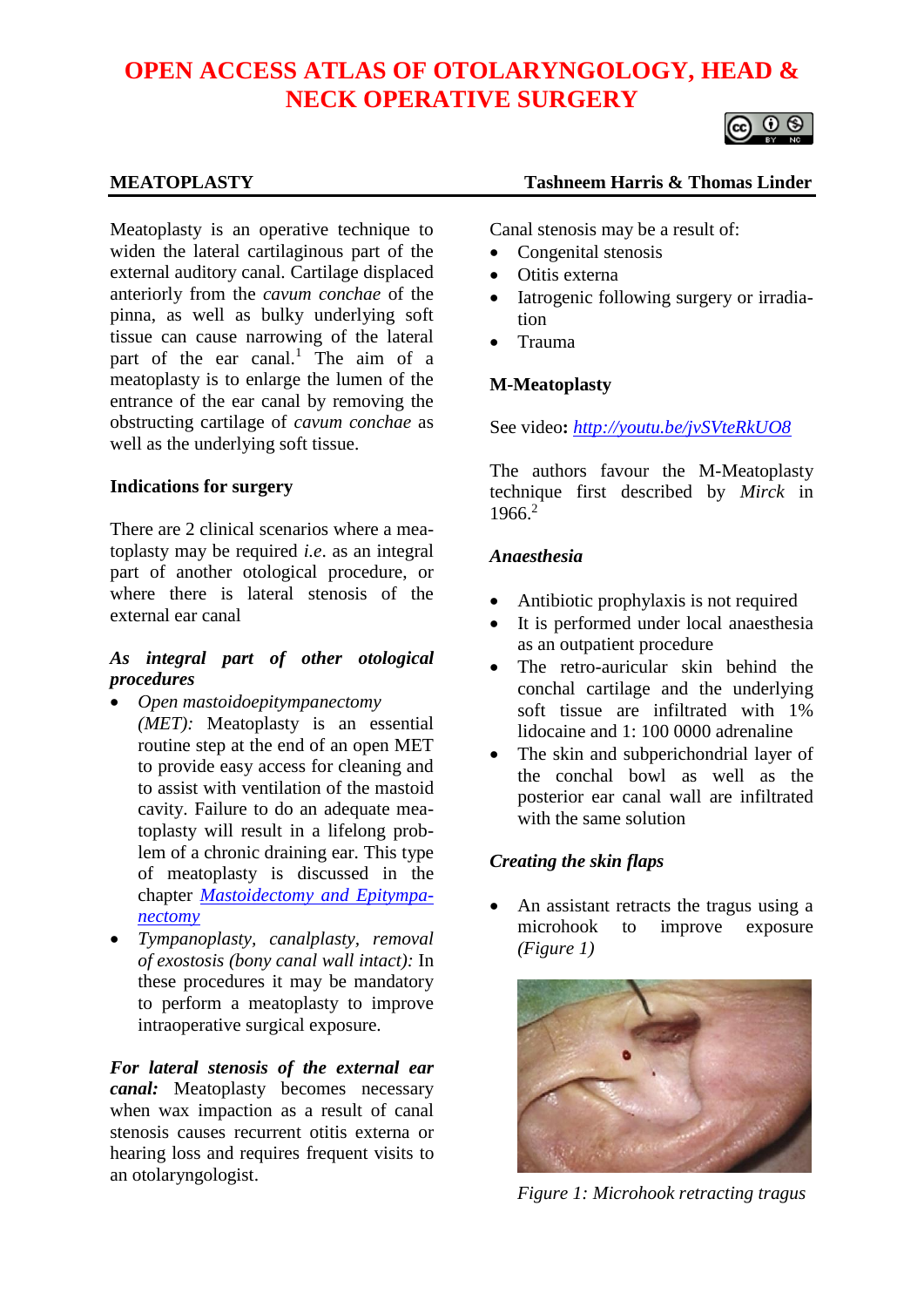# OPEN ACCESS ATLAS OF OTOLARYNGOLOGY, HEAD & NECK OPERATIVE SURGERY

## MEATOPLASTY

**Tashneem Harris & Thomas Linder**

Meatoplasty is an operative technique to widen the lateral cartilaginous part of the external auditory canal. Cartilage displaced anteriorly from the *cavum conchae* of the pinna, as well as bulky underlying soft tissue can cause narrowing of the lateral part of the ear canal.[1] The aim of a meatoplasty is to enlarge the lumen of the entrance of the ear canal by removing the obstructing cartilage of *cavum conchae* as well as the underlying soft tissue.

### Indications for surgery

There are 2 clinical scenarios where a meatoplasty may be required *i.e.* as an integral part of another otological procedure, or where there is lateral stenosis of the external ear canal

#### *As integral part of other otological procedures*

- *Open mastoidoepitympanectomy (MET):* Meatoplasty is an essential routine step at the end of an open MET to provide easy access for cleaning and to assist with ventilation of the mastoid cavity. Failure to do an adequate meatoplasty will result in a lifelong problem of a chronic draining ear. This type of meatoplasty is discussed in the chapter [Mastoidectomy and Epitympanectomy](Mastoidectomy and Epitympanectomy)
- *Tympanoplasty, canalplasty, removal of exostosis (bony canal wall intact):* In these procedures it may be mandatory to perform a meatoplasty to improve intraoperative surgical exposure.

***For lateral stenosis of the external ear canal:*** Meatoplasty becomes necessary when wax impaction as a result of canal stenosis causes recurrent otitis externa or hearing loss and requires frequent visits to an otolaryngologist.

Canal stenosis may be a result of:

- Congenital stenosis
- Otitis externa
- Iatrogenic following surgery or irradiation
- Trauma

### M-Meatoplasty

See video**:** [http://youtu.be/jvSVteRkUO8](http://youtu.be/jvSVteRkUO8)

The authors favour the M-Meatoplasty technique first described by *Mirck* in 1966.[2]

#### *Anaesthesia*

- Antibiotic prophylaxis is not required
- It is performed under local anaesthesia as an outpatient procedure
- The retro-auricular skin behind the conchal cartilage and the underlying soft tissue are infiltrated with 1% lidocaine and 1: 100 0000 adrenaline
- The skin and subperichondrial layer of the conchal bowl as well as the posterior ear canal wall are infiltrated with the same solution

#### *Creating the skin flaps*

- An assistant retracts the tragus using a microhook to improve exposure *(Figure 1)*

*Figure 1: Microhook retracting tragus*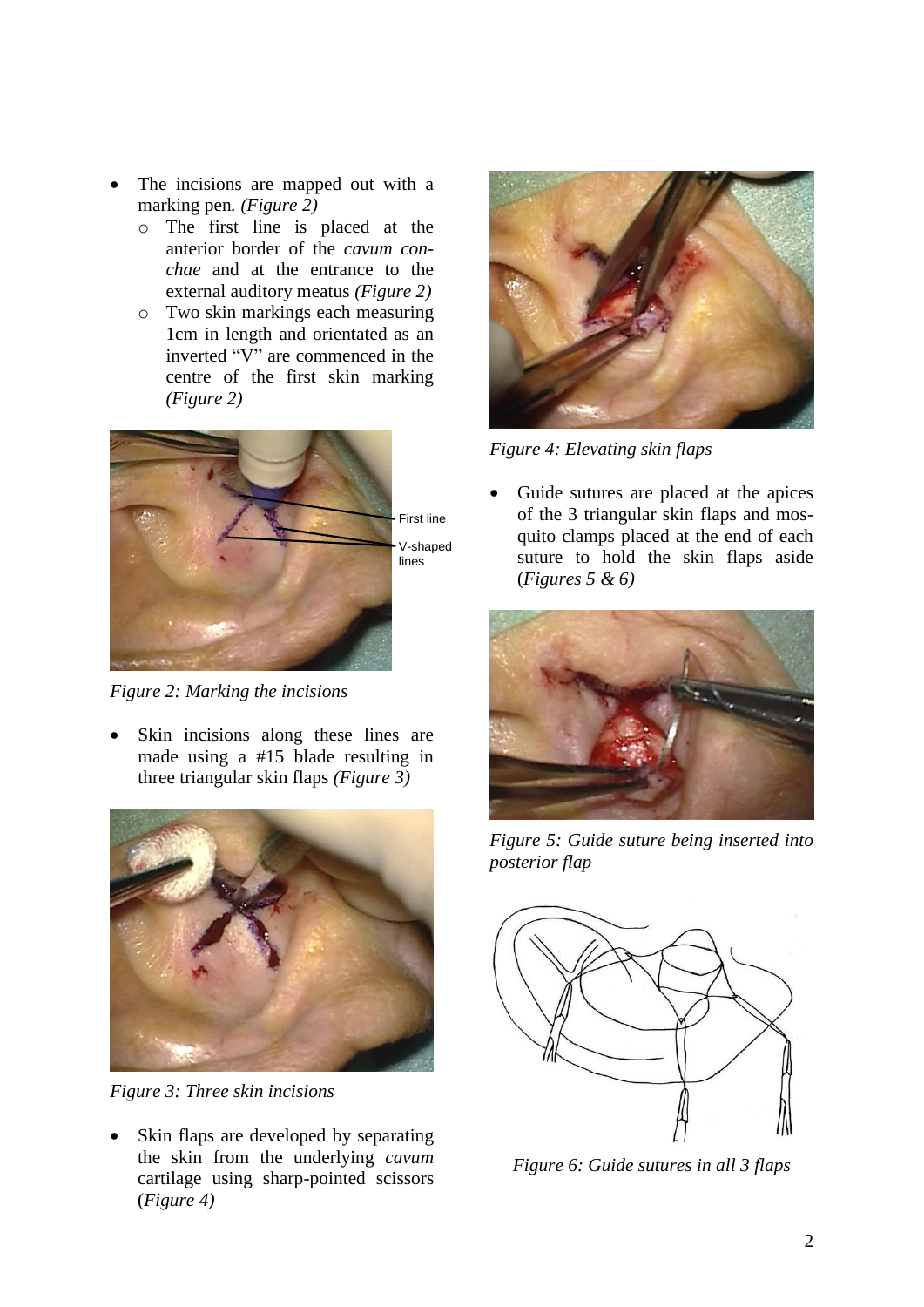- The incisions are mapped out with a marking pen. *(Figure 2)*
  - The first line is placed at the anterior border of the *cavum conchae* and at the entrance to the external auditory meatus *(Figure 2)*
  - Two skin markings each measuring 1cm in length and orientated as an inverted "V" are commenced in the centre of the first skin marking *(Figure 2)*

*Figure 2: Marking the incisions*

- Skin incisions along these lines are made using a #15 blade resulting in three triangular skin flaps *(Figure 3)*

*Figure 3: Three skin incisions*

- Skin flaps are developed by separating the skin from the underlying *cavum* cartilage using sharp-pointed scissors (*Figure 4)*

*Figure 4: Elevating skin flaps*

- Guide sutures are placed at the apices of the 3 triangular skin flaps and mosquito clamps placed at the end of each suture to hold the skin flaps aside (*Figures 5 & 6)*

*Figure 5: Guide suture being inserted into posterior flap*

*Figure 6: Guide sutures in all 3 flaps*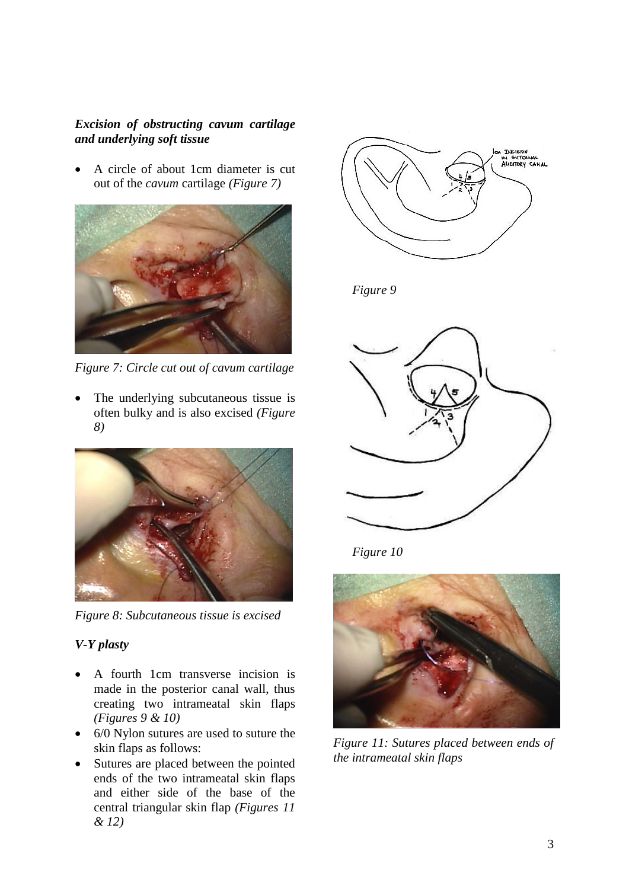***Excision of obstructing cavum cartilage and underlying soft tissue***

- A circle of about 1cm diameter is cut out of the *cavum* cartilage *(Figure 7)*

*Figure 7: Circle cut out of cavum cartilage*

- The underlying subcutaneous tissue is often bulky and is also excised *(Figure 8)*

*Figure 8: Subcutaneous tissue is excised*

***V-Y plasty***

- A fourth 1cm transverse incision is made in the posterior canal wall, thus creating two intrameatal skin flaps *(Figures 9 & 10)*
- 6/0 Nylon sutures are used to suture the skin flaps as follows:
- Sutures are placed between the pointed ends of the two intrameatal skin flaps and either side of the base of the central triangular skin flap *(Figures 11 & 12)*

*Figure 9*

*Figure 10*

*Figure 11: Sutures placed between ends of the intrameatal skin flaps*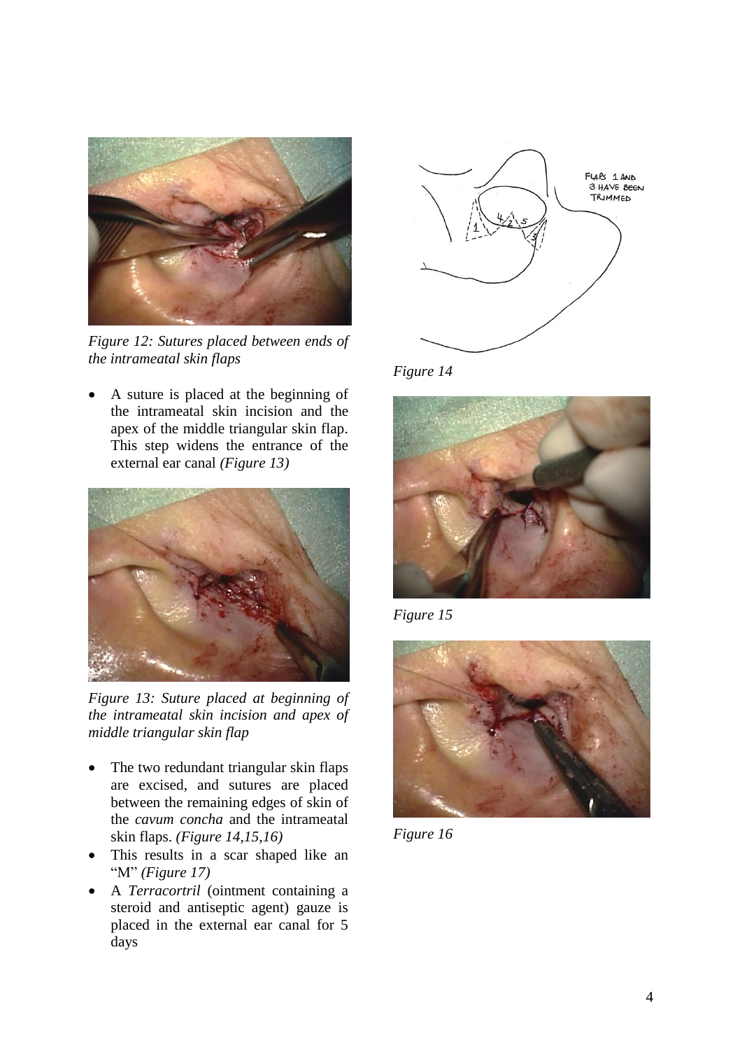*Figure 12: Sutures placed between ends of the intrameatal skin flaps*

- A suture is placed at the beginning of the intrameatal skin incision and the apex of the middle triangular skin flap. This step widens the entrance of the external ear canal *(Figure 13)*

*Figure 13: Suture placed at beginning of the intrameatal skin incision and apex of middle triangular skin flap*

- The two redundant triangular skin flaps are excised, and sutures are placed between the remaining edges of skin of the *cavum concha* and the intrameatal skin flaps. *(Figure 14,15,16)*
- This results in a scar shaped like an "M" *(Figure 17)*
- A *Terracortril* (ointment containing a steroid and antiseptic agent) gauze is placed in the external ear canal for 5 days

*Figure 14*

*Figure 15*

*Figure 16*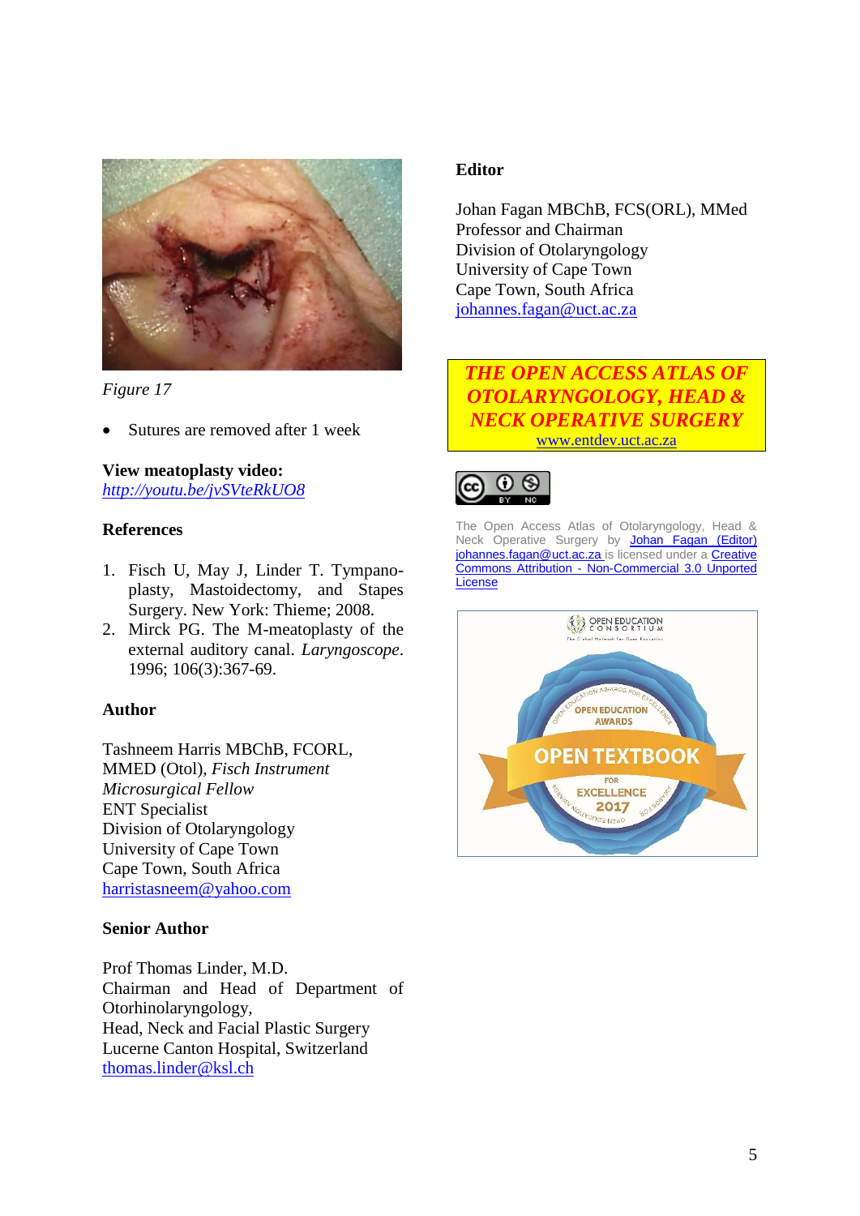*Figure 17*

- Sutures are removed after 1 week

**View meatoplasty video:** *http://youtu.be/jvSVteRkUO8*

## References

1. Fisch U, May J, Linder T. Tympanoplasty, Mastoidectomy, and Stapes Surgery. New York: Thieme; 2008.
2. Mirck PG. The M-meatoplasty of the external auditory canal. *Laryngoscope*. 1996; 106(3):367-69.

## Author

Tashneem Harris MBChB, FCORL, MMED (Otol), *Fisch Instrument Microsurgical Fellow*
ENT Specialist
Division of Otolaryngology
University of Cape Town
Cape Town, South Africa
harristasneem@yahoo.com

## Senior Author

Prof Thomas Linder, M.D.
Chairman and Head of Department of Otorhinolaryngology,
Head, Neck and Facial Plastic Surgery
Lucerne Canton Hospital, Switzerland
thomas.linder@ksl.ch

## Editor

Johan Fagan MBChB, FCS(ORL), MMed
Professor and Chairman
Division of Otolaryngology
University of Cape Town
Cape Town, South Africa
johannes.fagan@uct.ac.za

***THE OPEN ACCESS ATLAS OF OTOLARYNGOLOGY, HEAD & NECK OPERATIVE SURGERY***
www.entdev.uct.ac.za

The Open Access Atlas of Otolaryngology, Head & Neck Operative Surgery by Johan Fagan (Editor) johannes.fagan@uct.ac.za is licensed under a Creative Commons Attribution - Non-Commercial 3.0 Unported License

OPEN EDUCATION CONSORTIUM
OPEN EDUCATION AWARDS
OPEN TEXTBOOK
FOR EXCELLENCE 2017